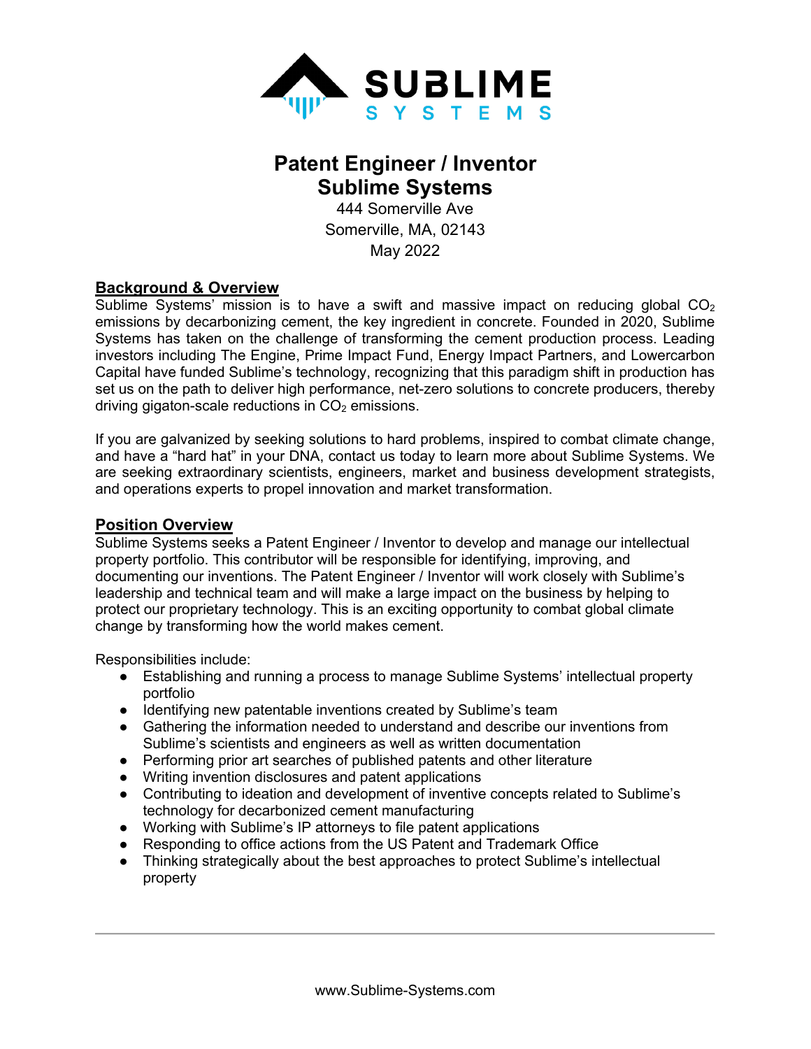# Patent Engineer / Inventor
# Sublime Systems

444 Somerville Ave
Somerville, MA, 02143
May 2022

## Background & Overview

Sublime Systems' mission is to have a swift and massive impact on reducing global $CO_2$ emissions by decarbonizing cement, the key ingredient in concrete. Founded in 2020, Sublime Systems has taken on the challenge of transforming the cement production process. Leading investors including The Engine, Prime Impact Fund, Energy Impact Partners, and Lowercarbon Capital have funded Sublime's technology, recognizing that this paradigm shift in production has set us on the path to deliver high performance, net-zero solutions to concrete producers, thereby driving gigaton-scale reductions in $CO_2$ emissions.

If you are galvanized by seeking solutions to hard problems, inspired to combat climate change, and have a "hard hat" in your DNA, contact us today to learn more about Sublime Systems. We are seeking extraordinary scientists, engineers, market and business development strategists, and operations experts to propel innovation and market transformation.

## Position Overview

Sublime Systems seeks a Patent Engineer / Inventor to develop and manage our intellectual property portfolio. This contributor will be responsible for identifying, improving, and documenting our inventions. The Patent Engineer / Inventor will work closely with Sublime's leadership and technical team and will make a large impact on the business by helping to protect our proprietary technology. This is an exciting opportunity to combat global climate change by transforming how the world makes cement.

Responsibilities include:

- Establishing and running a process to manage Sublime Systems' intellectual property portfolio
- Identifying new patentable inventions created by Sublime's team
- Gathering the information needed to understand and describe our inventions from Sublime's scientists and engineers as well as written documentation
- Performing prior art searches of published patents and other literature
- Writing invention disclosures and patent applications
- Contributing to ideation and development of inventive concepts related to Sublime's technology for decarbonized cement manufacturing
- Working with Sublime's IP attorneys to file patent applications
- Responding to office actions from the US Patent and Trademark Office
- Thinking strategically about the best approaches to protect Sublime's intellectual property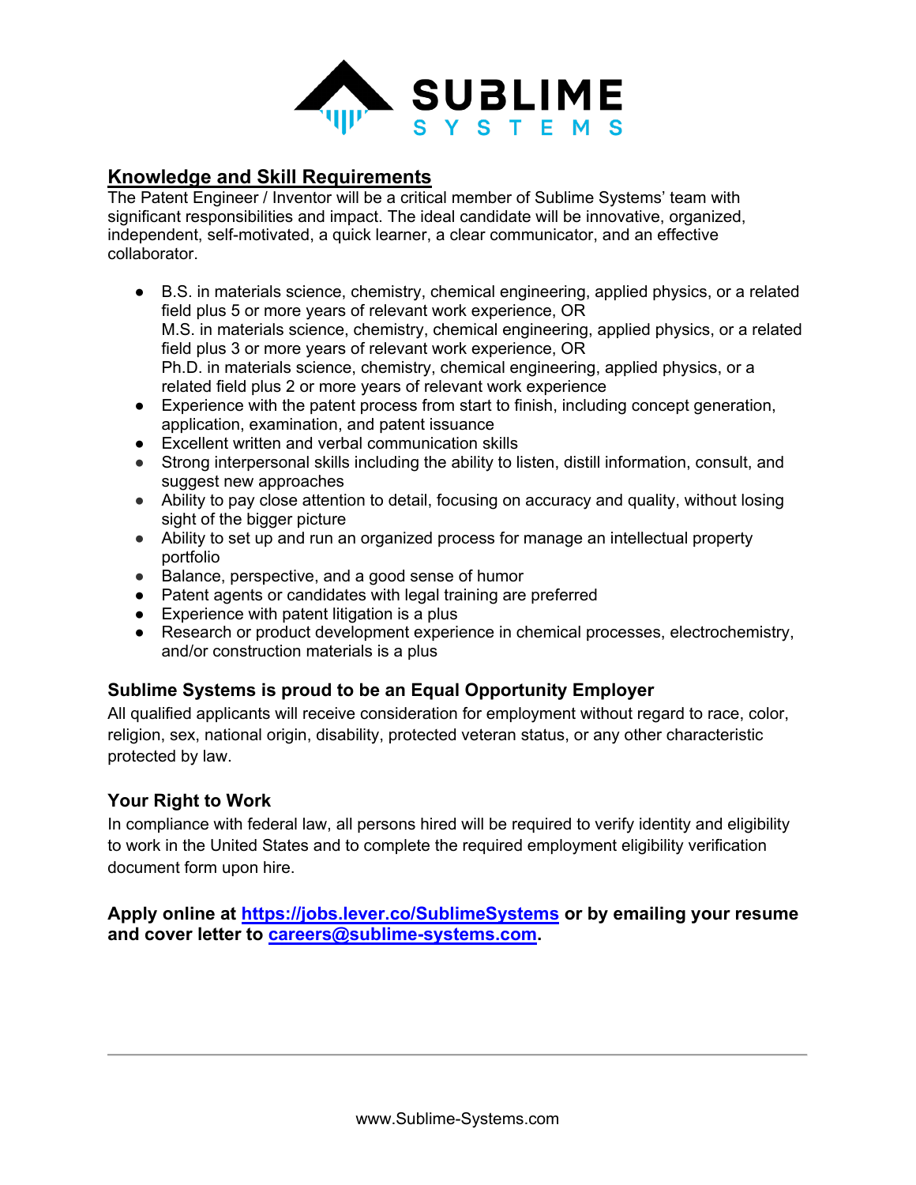## Knowledge and Skill Requirements

The Patent Engineer / Inventor will be a critical member of Sublime Systems' team with significant responsibilities and impact. The ideal candidate will be innovative, organized, independent, self-motivated, a quick learner, a clear communicator, and an effective collaborator.

- B.S. in materials science, chemistry, chemical engineering, applied physics, or a related field plus 5 or more years of relevant work experience, OR
  M.S. in materials science, chemistry, chemical engineering, applied physics, or a related field plus 3 or more years of relevant work experience, OR
  Ph.D. in materials science, chemistry, chemical engineering, applied physics, or a related field plus 2 or more years of relevant work experience
- Experience with the patent process from start to finish, including concept generation, application, examination, and patent issuance
- Excellent written and verbal communication skills
- Strong interpersonal skills including the ability to listen, distill information, consult, and suggest new approaches
- Ability to pay close attention to detail, focusing on accuracy and quality, without losing sight of the bigger picture
- Ability to set up and run an organized process for manage an intellectual property portfolio
- Balance, perspective, and a good sense of humor
- Patent agents or candidates with legal training are preferred
- Experience with patent litigation is a plus
- Research or product development experience in chemical processes, electrochemistry, and/or construction materials is a plus

### Sublime Systems is proud to be an Equal Opportunity Employer

All qualified applicants will receive consideration for employment without regard to race, color, religion, sex, national origin, disability, protected veteran status, or any other characteristic protected by law.

### Your Right to Work

In compliance with federal law, all persons hired will be required to verify identity and eligibility to work in the United States and to complete the required employment eligibility verification document form upon hire.

**Apply online at [https://jobs.lever.co/SublimeSystems](https://jobs.lever.co/SublimeSystems) or by emailing your resume and cover letter to [careers@sublime-systems.com](mailto:careers@sublime-systems.com).**